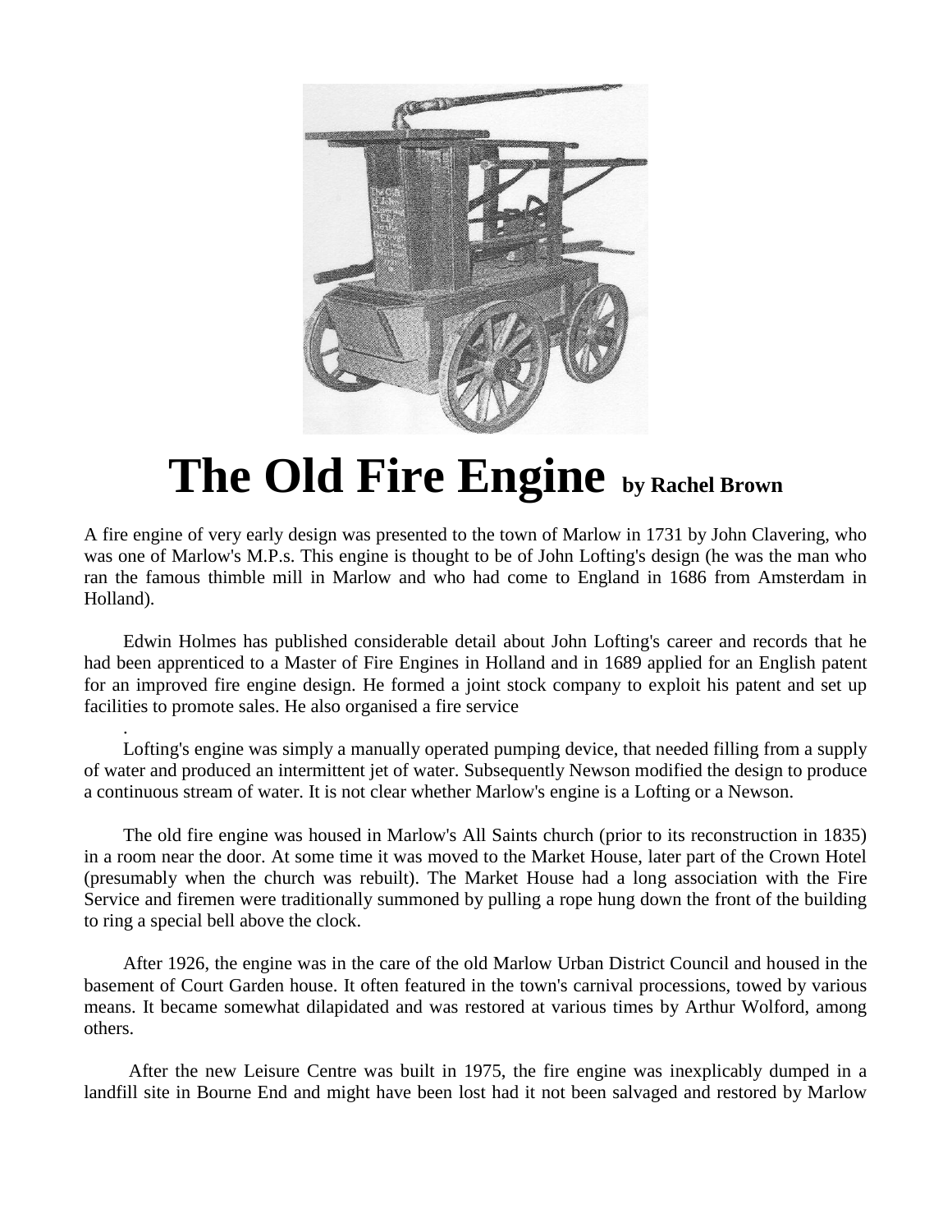# The Old Fire Engine **by Rachel Brown**

A fire engine of very early design was presented to the town of Marlow in 1731 by John Clavering, who was one of Marlow's M.P.s. This engine is thought to be of John Lofting's design (he was the man who ran the famous thimble mill in Marlow and who had come to England in 1686 from Amsterdam in Holland).

Edwin Holmes has published considerable detail about John Lofting's career and records that he had been apprenticed to a Master of Fire Engines in Holland and in 1689 applied for an English patent for an improved fire engine design. He formed a joint stock company to exploit his patent and set up facilities to promote sales. He also organised a fire service

.

Lofting's engine was simply a manually operated pumping device, that needed filling from a supply of water and produced an intermittent jet of water. Subsequently Newson modified the design to produce a continuous stream of water. It is not clear whether Marlow's engine is a Lofting or a Newson.

The old fire engine was housed in Marlow's All Saints church (prior to its reconstruction in 1835) in a room near the door. At some time it was moved to the Market House, later part of the Crown Hotel (presumably when the church was rebuilt). The Market House had a long association with the Fire Service and firemen were traditionally summoned by pulling a rope hung down the front of the building to ring a special bell above the clock.

After 1926, the engine was in the care of the old Marlow Urban District Council and housed in the basement of Court Garden house. It often featured in the town's carnival processions, towed by various means. It became somewhat dilapidated and was restored at various times by Arthur Wolford, among others.

After the new Leisure Centre was built in 1975, the fire engine was inexplicably dumped in a landfill site in Bourne End and might have been lost had it not been salvaged and restored by Marlow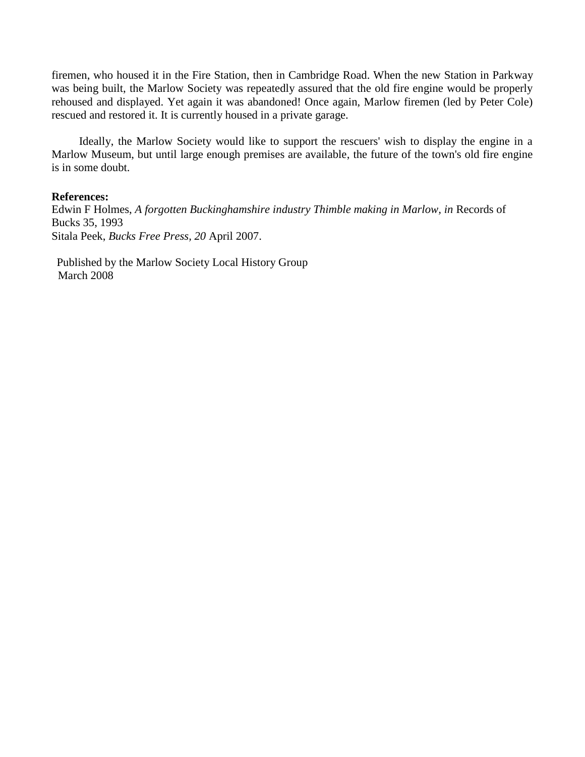firemen, who housed it in the Fire Station, then in Cambridge Road. When the new Station in Parkway was being built, the Marlow Society was repeatedly assured that the old fire engine would be properly rehoused and displayed. Yet again it was abandoned! Once again, Marlow firemen (led by Peter Cole) rescued and restored it. It is currently housed in a private garage.

Ideally, the Marlow Society would like to support the rescuers' wish to display the engine in a Marlow Museum, but until large enough premises are available, the future of the town's old fire engine is in some doubt.

**References:**
Edwin F Holmes, *A forgotten Buckinghamshire industry Thimble making in Marlow, in* Records of Bucks 35, 1993
Sitala Peek, *Bucks Free Press, 20* April 2007.

Published by the Marlow Society Local History Group
March 2008